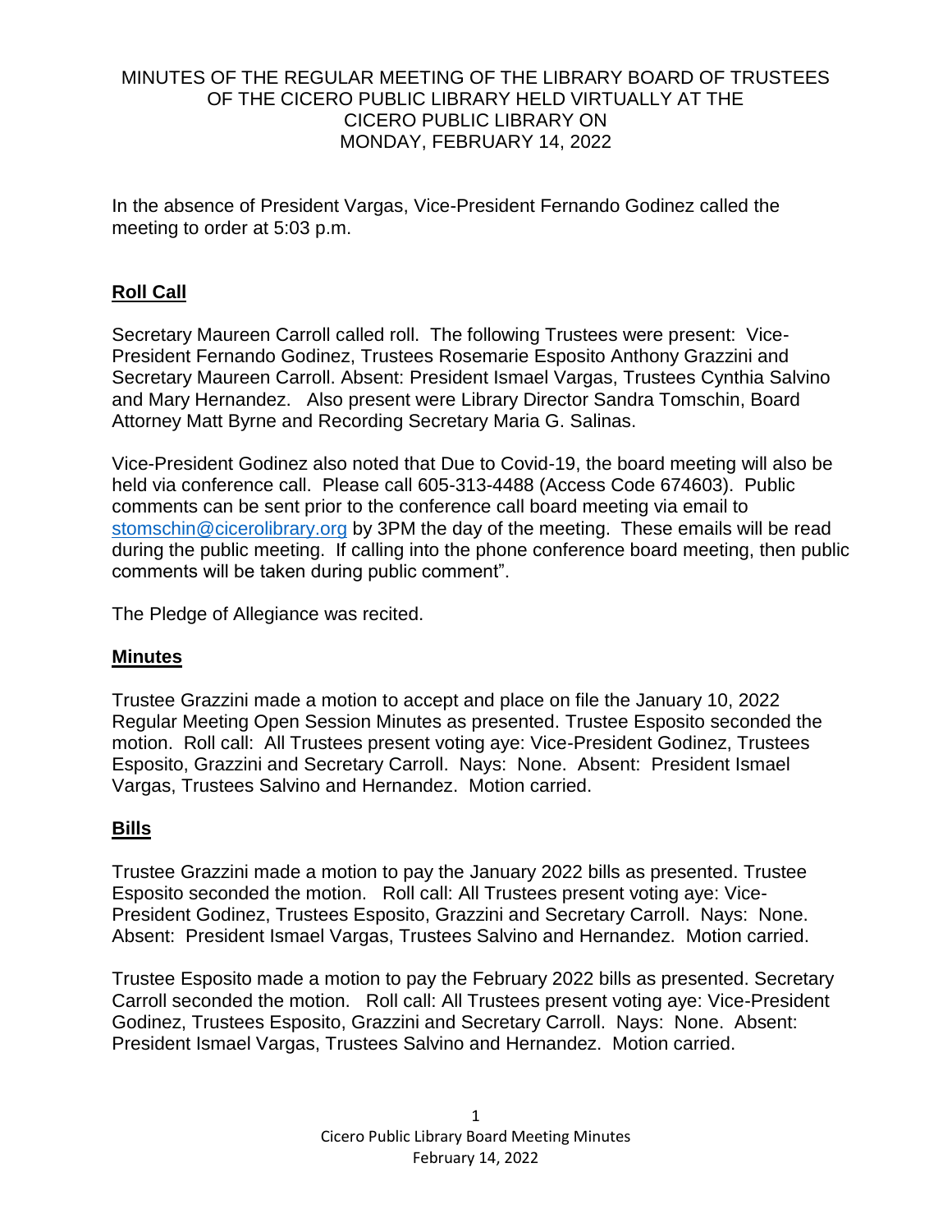MINUTES OF THE REGULAR MEETING OF THE LIBRARY BOARD OF TRUSTEES OF THE CICERO PUBLIC LIBRARY HELD VIRTUALLY AT THE CICERO PUBLIC LIBRARY ON MONDAY, FEBRUARY 14, 2022

In the absence of President Vargas, Vice-President Fernando Godinez called the meeting to order at 5:03 p.m.

## Roll Call

Secretary Maureen Carroll called roll. The following Trustees were present: Vice-President Fernando Godinez, Trustees Rosemarie Esposito Anthony Grazzini and Secretary Maureen Carroll. Absent: President Ismael Vargas, Trustees Cynthia Salvino and Mary Hernandez. Also present were Library Director Sandra Tomschin, Board Attorney Matt Byrne and Recording Secretary Maria G. Salinas.

Vice-President Godinez also noted that Due to Covid-19, the board meeting will also be held via conference call. Please call 605-313-4488 (Access Code 674603). Public comments can be sent prior to the conference call board meeting via email to stomschin@cicerolibrary.org by 3PM the day of the meeting. These emails will be read during the public meeting. If calling into the phone conference board meeting, then public comments will be taken during public comment".

The Pledge of Allegiance was recited.

## Minutes

Trustee Grazzini made a motion to accept and place on file the January 10, 2022 Regular Meeting Open Session Minutes as presented. Trustee Esposito seconded the motion. Roll call: All Trustees present voting aye: Vice-President Godinez, Trustees Esposito, Grazzini and Secretary Carroll. Nays: None. Absent: President Ismael Vargas, Trustees Salvino and Hernandez. Motion carried.

## Bills

Trustee Grazzini made a motion to pay the January 2022 bills as presented. Trustee Esposito seconded the motion. Roll call: All Trustees present voting aye: Vice-President Godinez, Trustees Esposito, Grazzini and Secretary Carroll. Nays: None. Absent: President Ismael Vargas, Trustees Salvino and Hernandez. Motion carried.

Trustee Esposito made a motion to pay the February 2022 bills as presented. Secretary Carroll seconded the motion. Roll call: All Trustees present voting aye: Vice-President Godinez, Trustees Esposito, Grazzini and Secretary Carroll. Nays: None. Absent: President Ismael Vargas, Trustees Salvino and Hernandez. Motion carried.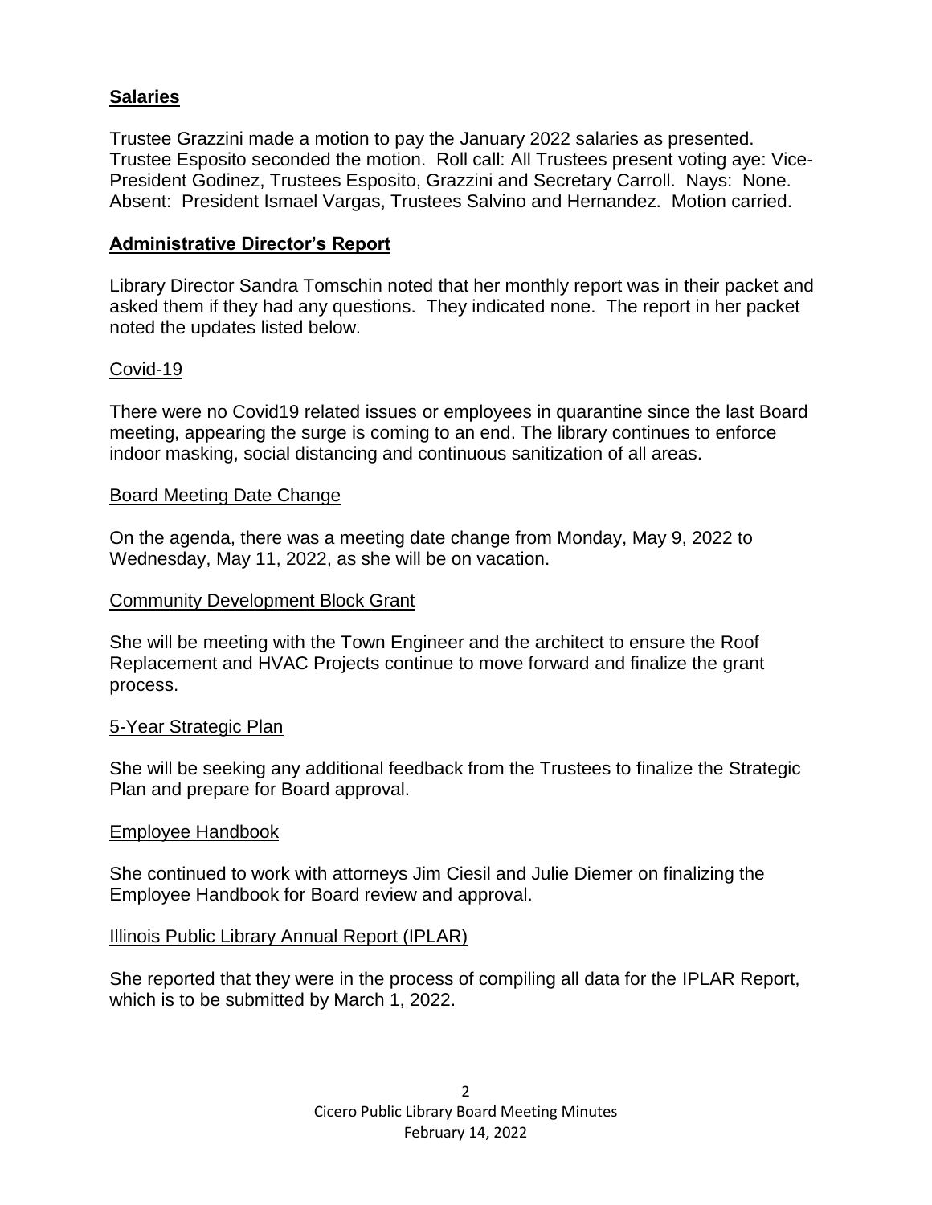## Salaries

Trustee Grazzini made a motion to pay the January 2022 salaries as presented. Trustee Esposito seconded the motion. Roll call: All Trustees present voting aye: Vice-President Godinez, Trustees Esposito, Grazzini and Secretary Carroll. Nays: None. Absent: President Ismael Vargas, Trustees Salvino and Hernandez. Motion carried.

## Administrative Director's Report

Library Director Sandra Tomschin noted that her monthly report was in their packet and asked them if they had any questions. They indicated none. The report in her packet noted the updates listed below.

### Covid-19

There were no Covid19 related issues or employees in quarantine since the last Board meeting, appearing the surge is coming to an end. The library continues to enforce indoor masking, social distancing and continuous sanitization of all areas.

### Board Meeting Date Change

On the agenda, there was a meeting date change from Monday, May 9, 2022 to Wednesday, May 11, 2022, as she will be on vacation.

### Community Development Block Grant

She will be meeting with the Town Engineer and the architect to ensure the Roof Replacement and HVAC Projects continue to move forward and finalize the grant process.

### 5-Year Strategic Plan

She will be seeking any additional feedback from the Trustees to finalize the Strategic Plan and prepare for Board approval.

### Employee Handbook

She continued to work with attorneys Jim Ciesil and Julie Diemer on finalizing the Employee Handbook for Board review and approval.

### Illinois Public Library Annual Report (IPLAR)

She reported that they were in the process of compiling all data for the IPLAR Report, which is to be submitted by March 1, 2022.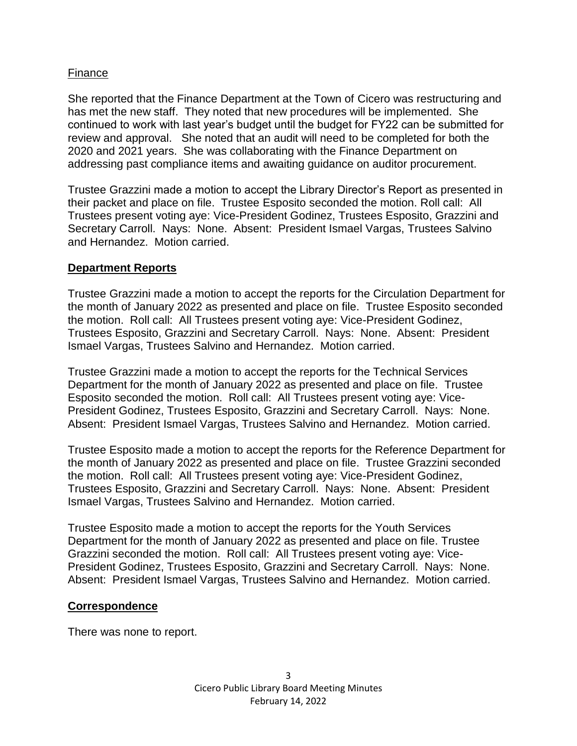Finance

She reported that the Finance Department at the Town of Cicero was restructuring and has met the new staff. They noted that new procedures will be implemented. She continued to work with last year's budget until the budget for FY22 can be submitted for review and approval. She noted that an audit will need to be completed for both the 2020 and 2021 years. She was collaborating with the Finance Department on addressing past compliance items and awaiting guidance on auditor procurement.

Trustee Grazzini made a motion to accept the Library Director's Report as presented in their packet and place on file. Trustee Esposito seconded the motion. Roll call: All Trustees present voting aye: Vice-President Godinez, Trustees Esposito, Grazzini and Secretary Carroll. Nays: None. Absent: President Ismael Vargas, Trustees Salvino and Hernandez. Motion carried.

## **Department Reports**

Trustee Grazzini made a motion to accept the reports for the Circulation Department for the month of January 2022 as presented and place on file. Trustee Esposito seconded the motion. Roll call: All Trustees present voting aye: Vice-President Godinez, Trustees Esposito, Grazzini and Secretary Carroll. Nays: None. Absent: President Ismael Vargas, Trustees Salvino and Hernandez. Motion carried.

Trustee Grazzini made a motion to accept the reports for the Technical Services Department for the month of January 2022 as presented and place on file. Trustee Esposito seconded the motion. Roll call: All Trustees present voting aye: Vice-President Godinez, Trustees Esposito, Grazzini and Secretary Carroll. Nays: None. Absent: President Ismael Vargas, Trustees Salvino and Hernandez. Motion carried.

Trustee Esposito made a motion to accept the reports for the Reference Department for the month of January 2022 as presented and place on file. Trustee Grazzini seconded the motion. Roll call: All Trustees present voting aye: Vice-President Godinez, Trustees Esposito, Grazzini and Secretary Carroll. Nays: None. Absent: President Ismael Vargas, Trustees Salvino and Hernandez. Motion carried.

Trustee Esposito made a motion to accept the reports for the Youth Services Department for the month of January 2022 as presented and place on file. Trustee Grazzini seconded the motion. Roll call: All Trustees present voting aye: Vice-President Godinez, Trustees Esposito, Grazzini and Secretary Carroll. Nays: None. Absent: President Ismael Vargas, Trustees Salvino and Hernandez. Motion carried.

## **Correspondence**

There was none to report.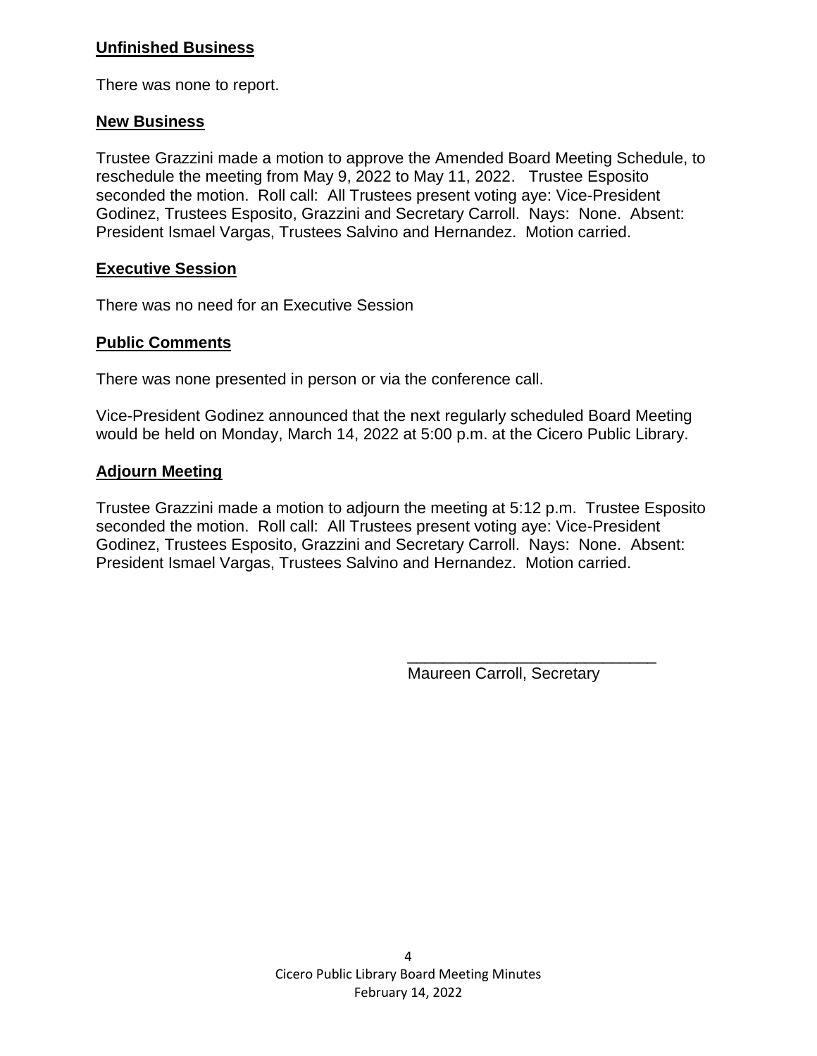**Unfinished Business**

There was none to report.

**New Business**

Trustee Grazzini made a motion to approve the Amended Board Meeting Schedule, to reschedule the meeting from May 9, 2022 to May 11, 2022. Trustee Esposito seconded the motion. Roll call: All Trustees present voting aye: Vice-President Godinez, Trustees Esposito, Grazzini and Secretary Carroll. Nays: None. Absent: President Ismael Vargas, Trustees Salvino and Hernandez. Motion carried.

**Executive Session**

There was no need for an Executive Session

**Public Comments**

There was none presented in person or via the conference call.

Vice-President Godinez announced that the next regularly scheduled Board Meeting would be held on Monday, March 14, 2022 at 5:00 p.m. at the Cicero Public Library.

**Adjourn Meeting**

Trustee Grazzini made a motion to adjourn the meeting at 5:12 p.m. Trustee Esposito seconded the motion. Roll call: All Trustees present voting aye: Vice-President Godinez, Trustees Esposito, Grazzini and Secretary Carroll. Nays: None. Absent: President Ismael Vargas, Trustees Salvino and Hernandez. Motion carried.

\_\_\_\_\_\_\_\_\_\_\_\_\_\_\_\_\_\_\_\_\_\_\_\_\_\_\_\_\_\_

Maureen Carroll, Secretary